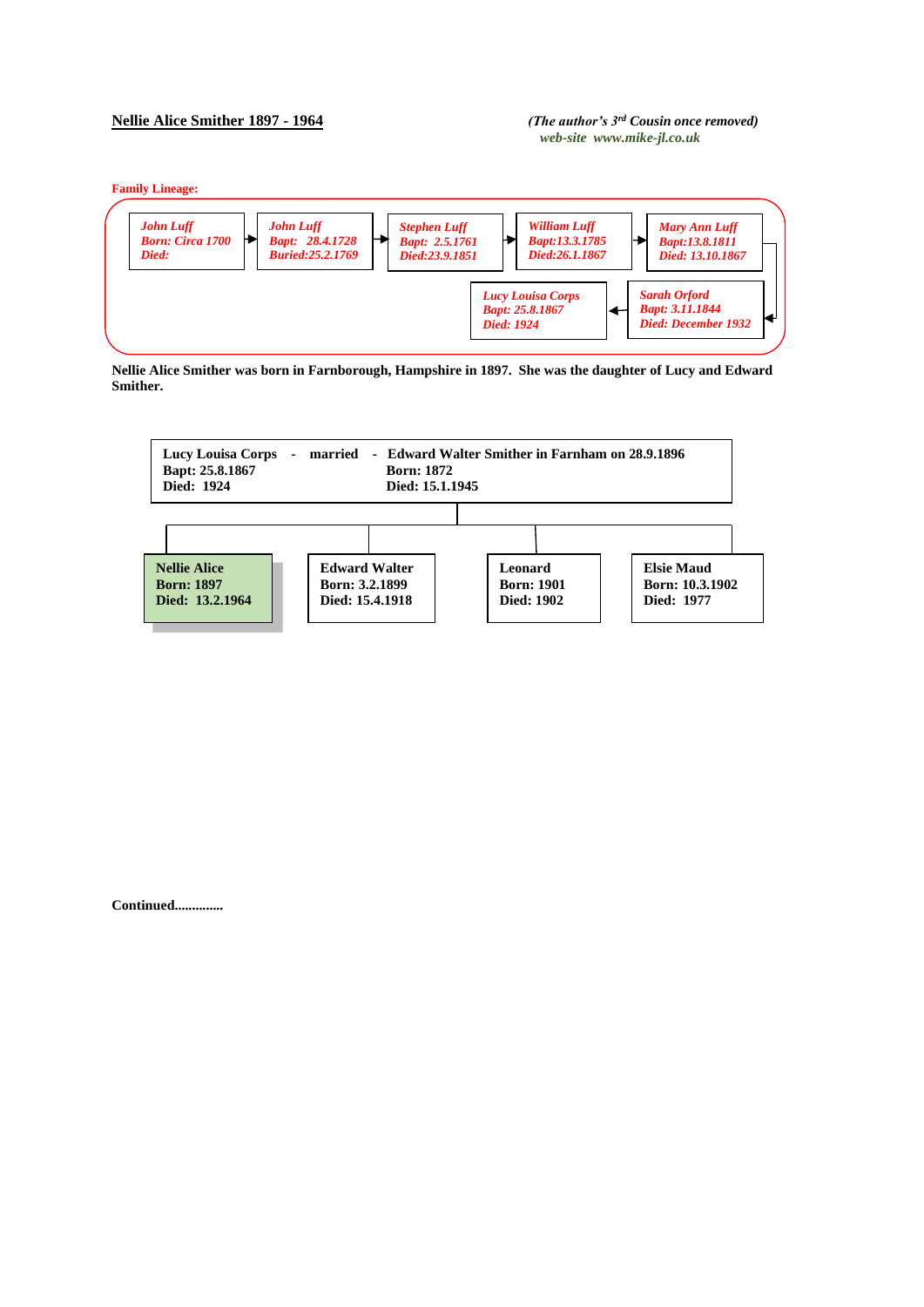## Nellie Alice Smither 1897 - 1964

*(The author's 3rd Cousin once removed)*
*web-site www.mike-jl.co.uk*

**Family Lineage:**

*John Luff*
*Born: Circa 1700*
*Died:*

→

*John Luff*
*Bapt: 28.4.1728*
*Buried:25.2.1769*

→

*Stephen Luff*
*Bapt: 2.5.1761*
*Died:23.9.1851*

→

*William Luff*
*Bapt:13.3.1785*
*Died:26.1.1867*

→

*Mary Ann Luff*
*Bapt:13.8.1811*
*Died: 13.10.1867*

→

*Sarah Orford*
*Bapt: 3.11.1844*
*Died: December 1932*

→

*Lucy Louisa Corps*
*Bapt: 25.8.1867*
*Died: 1924*

**Nellie Alice Smither was born in Farnborough, Hampshire in 1897. She was the daughter of Lucy and Edward Smither.**

**Lucy Louisa Corps - married - Edward Walter Smither in Farnham on 28.9.1896**
**Bapt: 25.8.1867** — **Born: 1872**
**Died: 1924** — **Died: 15.1.1945**

| Nellie Alice | Edward Walter | Leonard | Elsie Maud |
|---|---|---|---|
| Born: 1897 | Born: 3.2.1899 | Born: 1901 | Born: 10.3.1902 |
| Died: 13.2.1964 | Died: 15.4.1918 | Died: 1902 | Died: 1977 |

**Continued.............**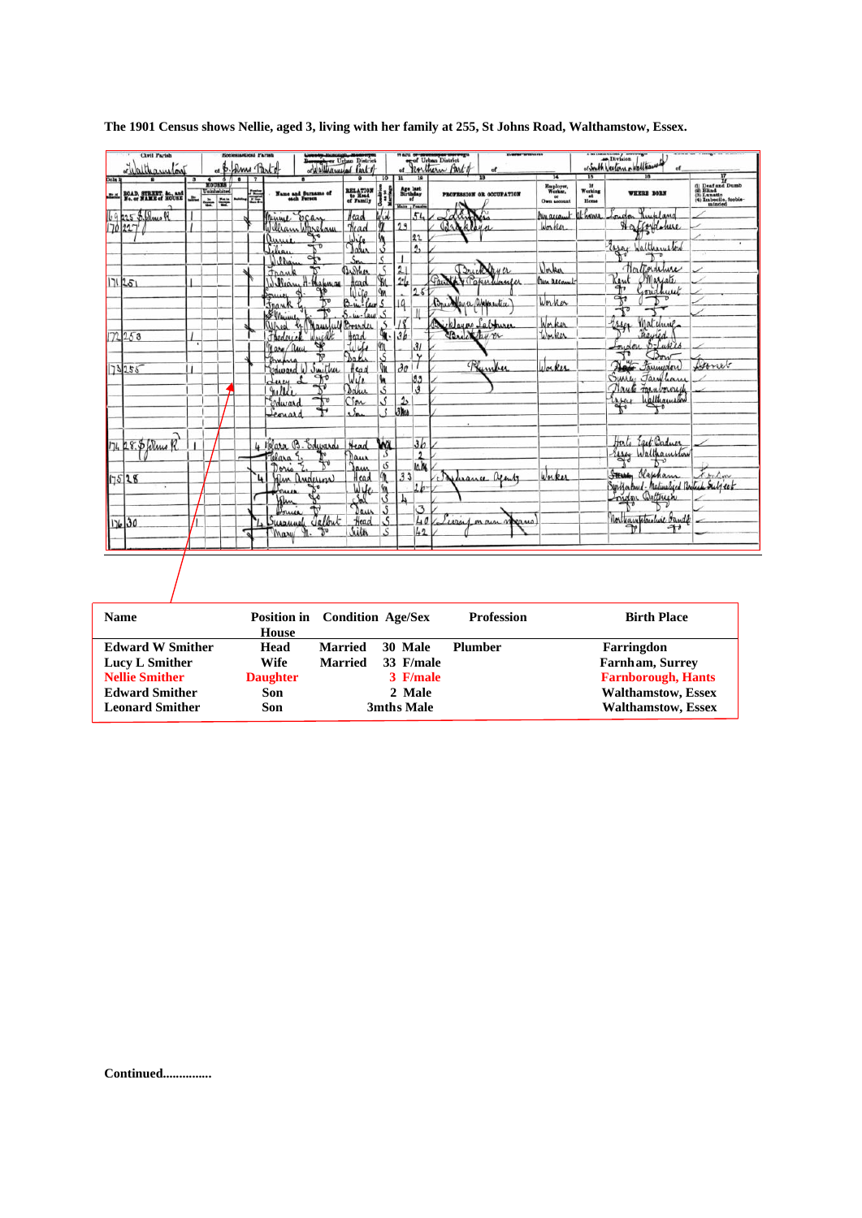**The 1901 Census shows Nellie, aged 3, living with her family at 255, St Johns Road, Walthamstow, Essex.**

| Name | Position in House | Condition | Age/Sex | Profession | Birth Place |
|---|---|---|---|---|---|
| **Edward W Smither** | **Head** | **Married** | **30 Male** | **Plumber** | **Farringdon** |
| **Lucy L Smither** | **Wife** | **Married** | **33 F/male** | | **Farnham, Surrey** |
| **Nellie Smither** | **Daughter** | | **3 F/male** | | **Farnborough, Hants** |
| **Edward Smither** | **Son** | | **2 Male** | | **Walthamstow, Essex** |
| **Leonard Smither** | **Son** | | **3mths Male** | | **Walthamstow, Essex** |

**Continued...............**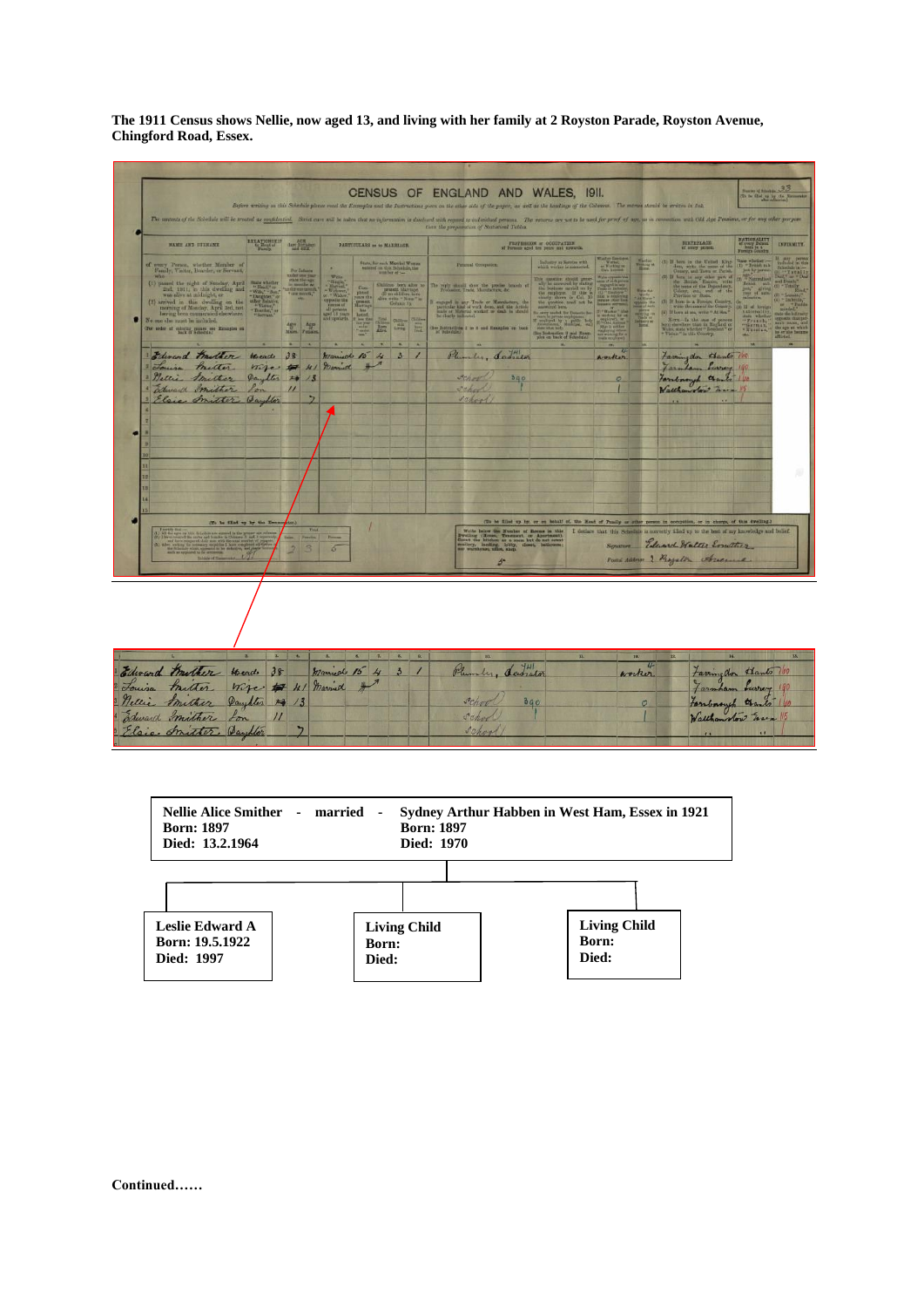**The 1911 Census shows Nellie, now aged 13, and living with her family at 2 Royston Parade, Royston Avenue, Chingford Road, Essex.**

| Nellie Alice Smither - married - | Sydney Arthur Habben in West Ham, Essex in 1921 |
|---|---|
| Born: 1897 | Born: 1897 |
| Died: 13.2.1964 | Died: 1970 |

| Leslie Edward A | Living Child | Living Child |
|---|---|---|
| Born: 19.5.1922 | Born: | Born: |
| Died: 1997 | Died: | Died: |

**Continued……**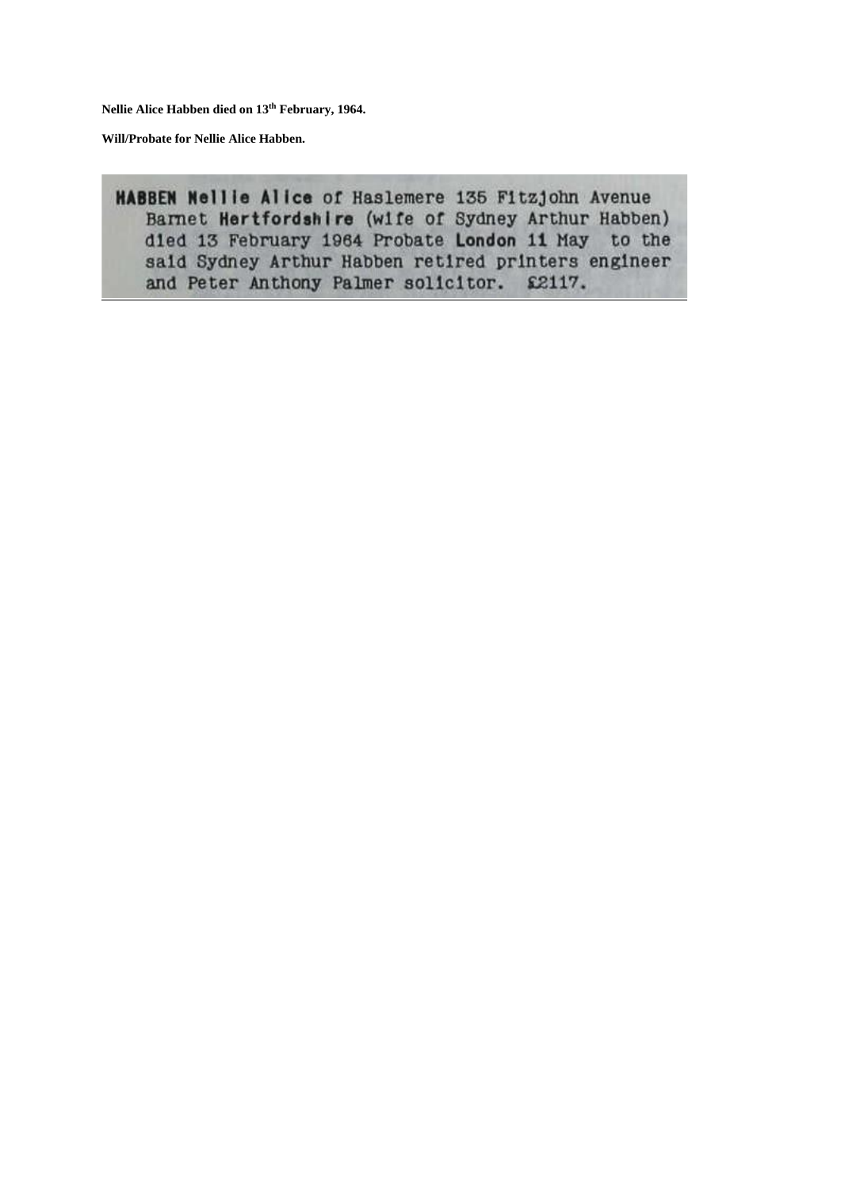**Nellie Alice Habben died on 13th February, 1964.**

**Will/Probate for Nellie Alice Habben.**

**HABBEN Nellie Alice** of Haslemere 135 Fitzjohn Avenue Barnet **Hertfordshire** (wife of Sydney Arthur Habben) died 13 February 1964 Probate **London 11** May to the said Sydney Arthur Habben retired printers engineer and Peter Anthony Palmer solicitor. £2117.